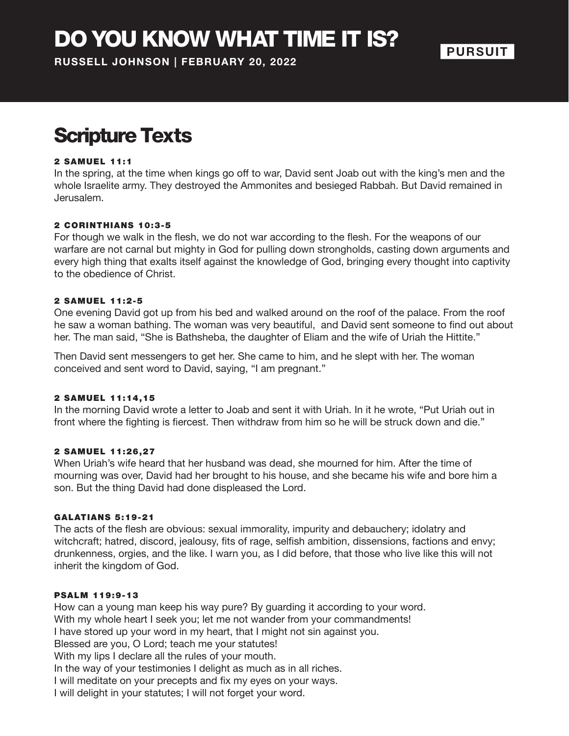# DO YOU KNOW WHAT TIME IT IS?

**RUSSELL JOHNSON | FEBRUARY 20, 2022**

**PURSUIT**

## Scripture Texts

**2 SAMUEL 11:1**

In the spring, at the time when kings go off to war, David sent Joab out with the king's men and the whole Israelite army. They destroyed the Ammonites and besieged Rabbah. But David remained in Jerusalem.

**2 CORINTHIANS 10:3-5**

For though we walk in the flesh, we do not war according to the flesh. For the weapons of our warfare are not carnal but mighty in God for pulling down strongholds, casting down arguments and every high thing that exalts itself against the knowledge of God, bringing every thought into captivity to the obedience of Christ.

**2 SAMUEL 11:2-5**

One evening David got up from his bed and walked around on the roof of the palace. From the roof he saw a woman bathing. The woman was very beautiful, and David sent someone to find out about her. The man said, "She is Bathsheba, the daughter of Eliam and the wife of Uriah the Hittite."

Then David sent messengers to get her. She came to him, and he slept with her. The woman conceived and sent word to David, saying, "I am pregnant."

**2 SAMUEL 11:14,15**

In the morning David wrote a letter to Joab and sent it with Uriah. In it he wrote, "Put Uriah out in front where the fighting is fiercest. Then withdraw from him so he will be struck down and die."

**2 SAMUEL 11:26,27**

When Uriah's wife heard that her husband was dead, she mourned for him. After the time of mourning was over, David had her brought to his house, and she became his wife and bore him a son. But the thing David had done displeased the Lord.

**GALATIANS 5:19-21**

The acts of the flesh are obvious: sexual immorality, impurity and debauchery; idolatry and witchcraft; hatred, discord, jealousy, fits of rage, selfish ambition, dissensions, factions and envy; drunkenness, orgies, and the like. I warn you, as I did before, that those who live like this will not inherit the kingdom of God.

**PSALM 119:9-13**

How can a young man keep his way pure? By guarding it according to your word.
With my whole heart I seek you; let me not wander from your commandments!
I have stored up your word in my heart, that I might not sin against you.
Blessed are you, O Lord; teach me your statutes!
With my lips I declare all the rules of your mouth.
In the way of your testimonies I delight as much as in all riches.
I will meditate on your precepts and fix my eyes on your ways.
I will delight in your statutes; I will not forget your word.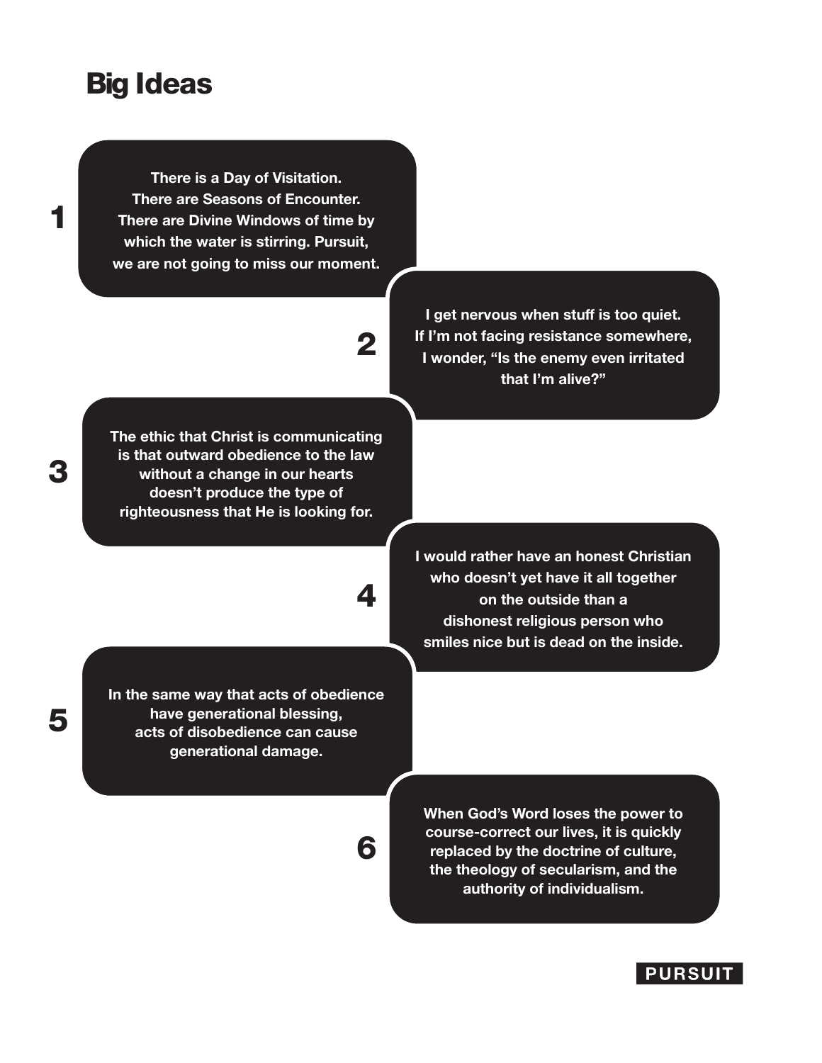# Big Ideas

1. There is a Day of Visitation. There are Seasons of Encounter. There are Divine Windows of time by which the water is stirring. Pursuit, we are not going to miss our moment.

2. I get nervous when stuff is too quiet. If I'm not facing resistance somewhere, I wonder, "Is the enemy even irritated that I'm alive?"

3. The ethic that Christ is communicating is that outward obedience to the law without a change in our hearts doesn't produce the type of righteousness that He is looking for.

4. I would rather have an honest Christian who doesn't yet have it all together on the outside than a dishonest religious person who smiles nice but is dead on the inside.

5. In the same way that acts of obedience have generational blessing, acts of disobedience can cause generational damage.

6. When God's Word loses the power to course-correct our lives, it is quickly replaced by the doctrine of culture, the theology of secularism, and the authority of individualism.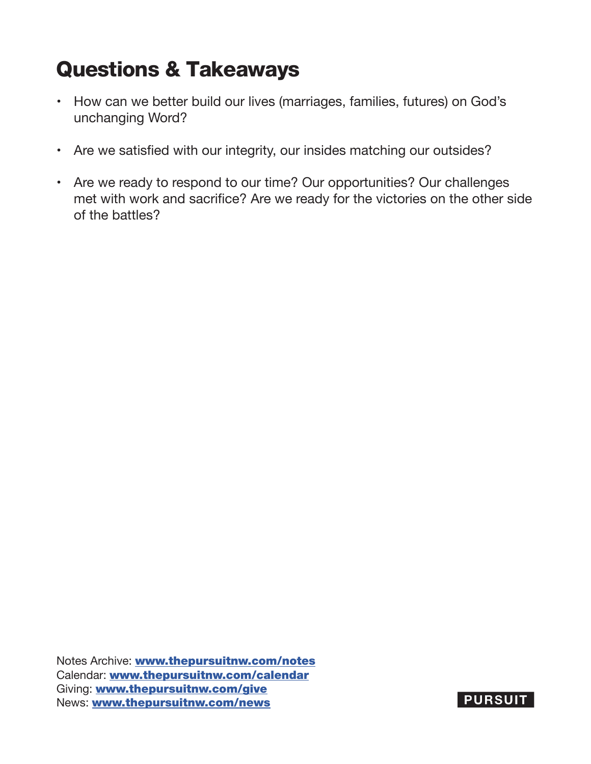## Questions & Takeaways

- How can we better build our lives (marriages, families, futures) on God's unchanging Word?
- Are we satisfied with our integrity, our insides matching our outsides?
- Are we ready to respond to our time? Our opportunities? Our challenges met with work and sacrifice? Are we ready for the victories on the other side of the battles?

Notes Archive: **www.thepursuitnw.com/notes**
Calendar: **www.thepursuitnw.com/calendar**
Giving: **www.thepursuitnw.com/give**
News: **www.thepursuitnw.com/news**

PURSUIT